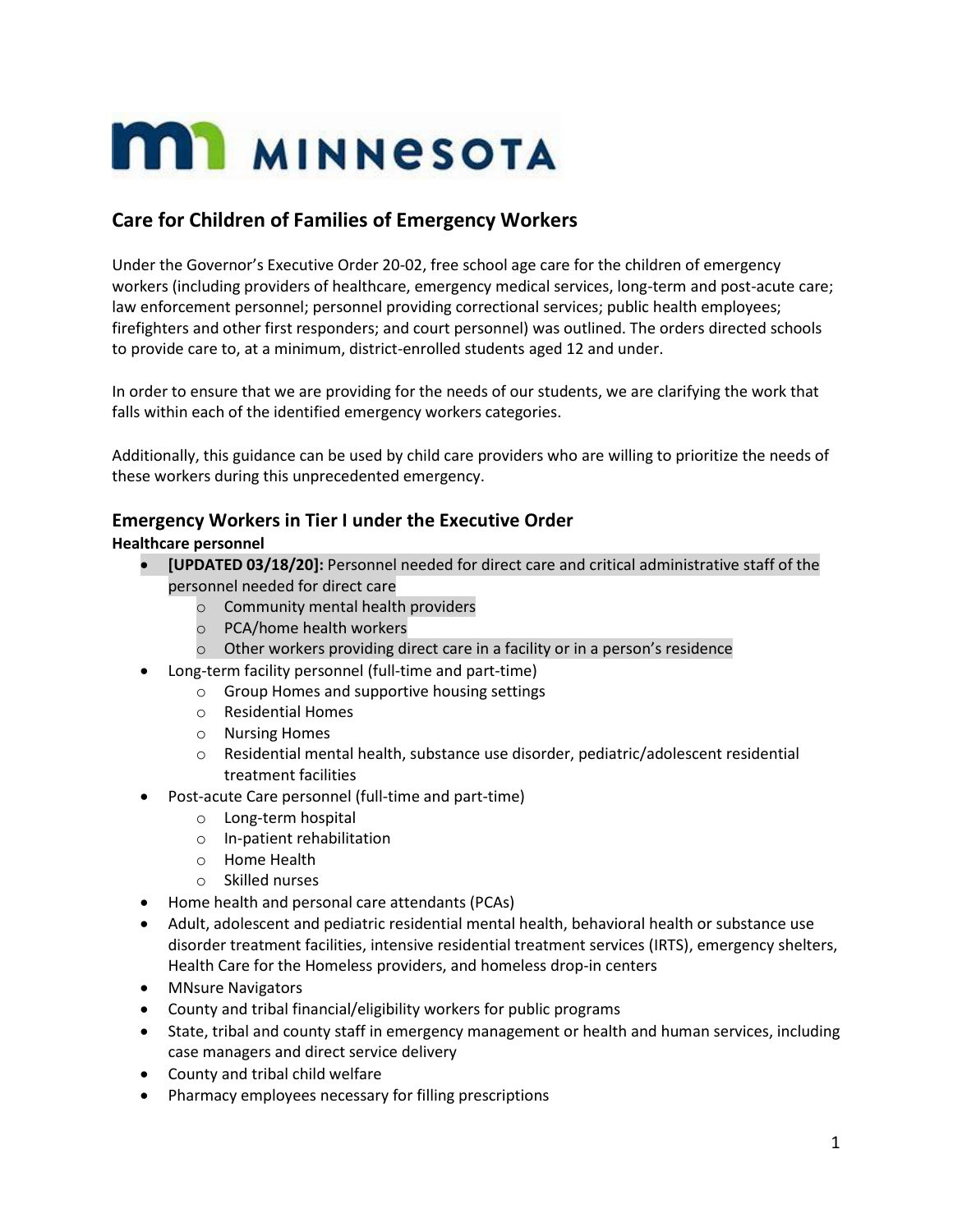# MINNESOTA

## Care for Children of Families of Emergency Workers

Under the Governor's Executive Order 20-02, free school age care for the children of emergency workers (including providers of healthcare, emergency medical services, long-term and post-acute care; law enforcement personnel; personnel providing correctional services; public health employees; firefighters and other first responders; and court personnel) was outlined. The orders directed schools to provide care to, at a minimum, district-enrolled students aged 12 and under.

In order to ensure that we are providing for the needs of our students, we are clarifying the work that falls within each of the identified emergency workers categories.

Additionally, this guidance can be used by child care providers who are willing to prioritize the needs of these workers during this unprecedented emergency.

## Emergency Workers in Tier I under the Executive Order

**Healthcare personnel**

- **[UPDATED 03/18/20]:** Personnel needed for direct care and critical administrative staff of the personnel needed for direct care
  - Community mental health providers
  - PCA/home health workers
  - Other workers providing direct care in a facility or in a person's residence
- Long-term facility personnel (full-time and part-time)
  - Group Homes and supportive housing settings
  - Residential Homes
  - Nursing Homes
  - Residential mental health, substance use disorder, pediatric/adolescent residential treatment facilities
- Post-acute Care personnel (full-time and part-time)
  - Long-term hospital
  - In-patient rehabilitation
  - Home Health
  - Skilled nurses
- Home health and personal care attendants (PCAs)
- Adult, adolescent and pediatric residential mental health, behavioral health or substance use disorder treatment facilities, intensive residential treatment services (IRTS), emergency shelters, Health Care for the Homeless providers, and homeless drop-in centers
- MNsure Navigators
- County and tribal financial/eligibility workers for public programs
- State, tribal and county staff in emergency management or health and human services, including case managers and direct service delivery
- County and tribal child welfare
- Pharmacy employees necessary for filling prescriptions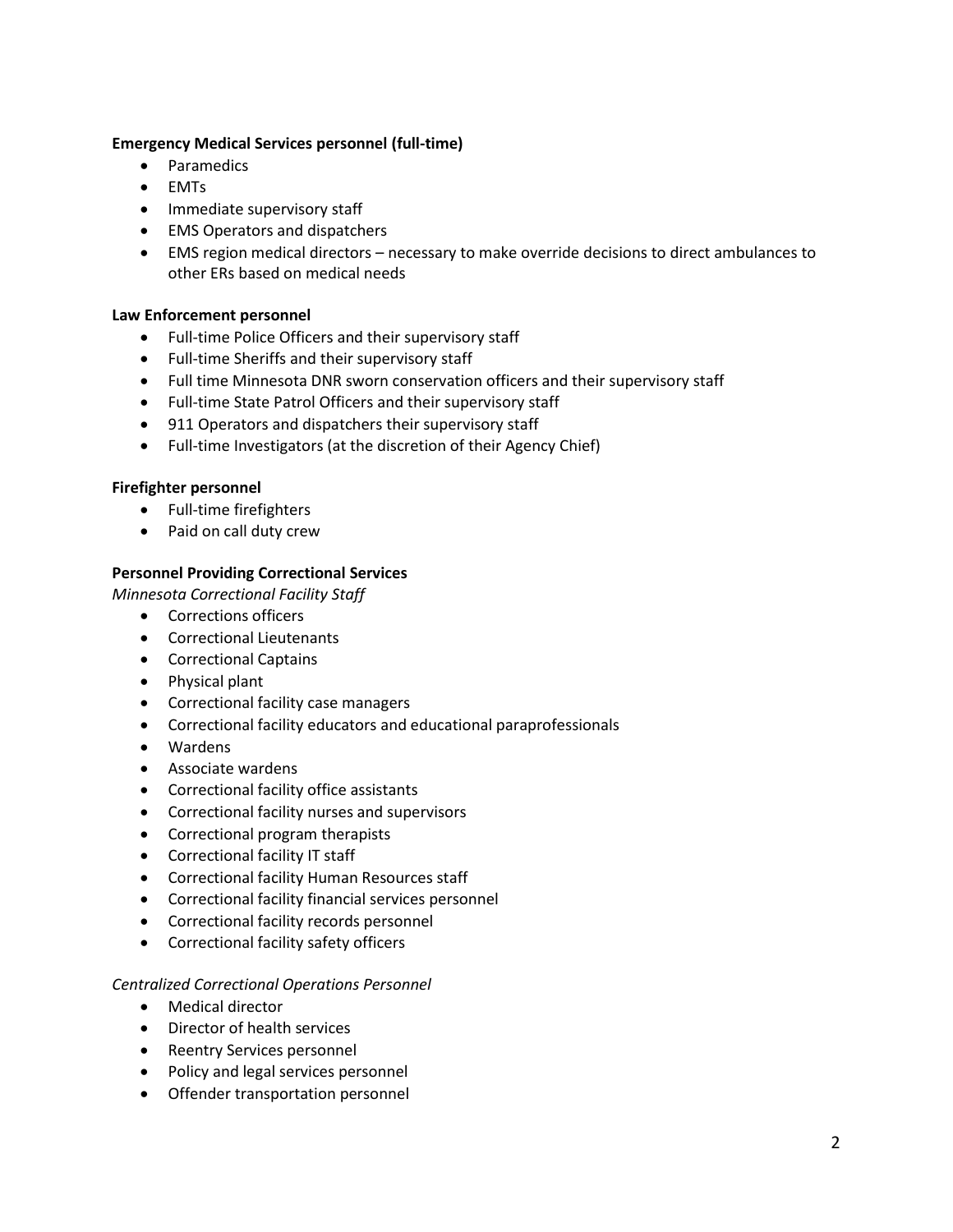**Emergency Medical Services personnel (full-time)**

- Paramedics
- EMTs
- Immediate supervisory staff
- EMS Operators and dispatchers
- EMS region medical directors – necessary to make override decisions to direct ambulances to other ERs based on medical needs

**Law Enforcement personnel**

- Full-time Police Officers and their supervisory staff
- Full-time Sheriffs and their supervisory staff
- Full time Minnesota DNR sworn conservation officers and their supervisory staff
- Full-time State Patrol Officers and their supervisory staff
- 911 Operators and dispatchers their supervisory staff
- Full-time Investigators (at the discretion of their Agency Chief)

**Firefighter personnel**

- Full-time firefighters
- Paid on call duty crew

**Personnel Providing Correctional Services**

*Minnesota Correctional Facility Staff*

- Corrections officers
- Correctional Lieutenants
- Correctional Captains
- Physical plant
- Correctional facility case managers
- Correctional facility educators and educational paraprofessionals
- Wardens
- Associate wardens
- Correctional facility office assistants
- Correctional facility nurses and supervisors
- Correctional program therapists
- Correctional facility IT staff
- Correctional facility Human Resources staff
- Correctional facility financial services personnel
- Correctional facility records personnel
- Correctional facility safety officers

*Centralized Correctional Operations Personnel*

- Medical director
- Director of health services
- Reentry Services personnel
- Policy and legal services personnel
- Offender transportation personnel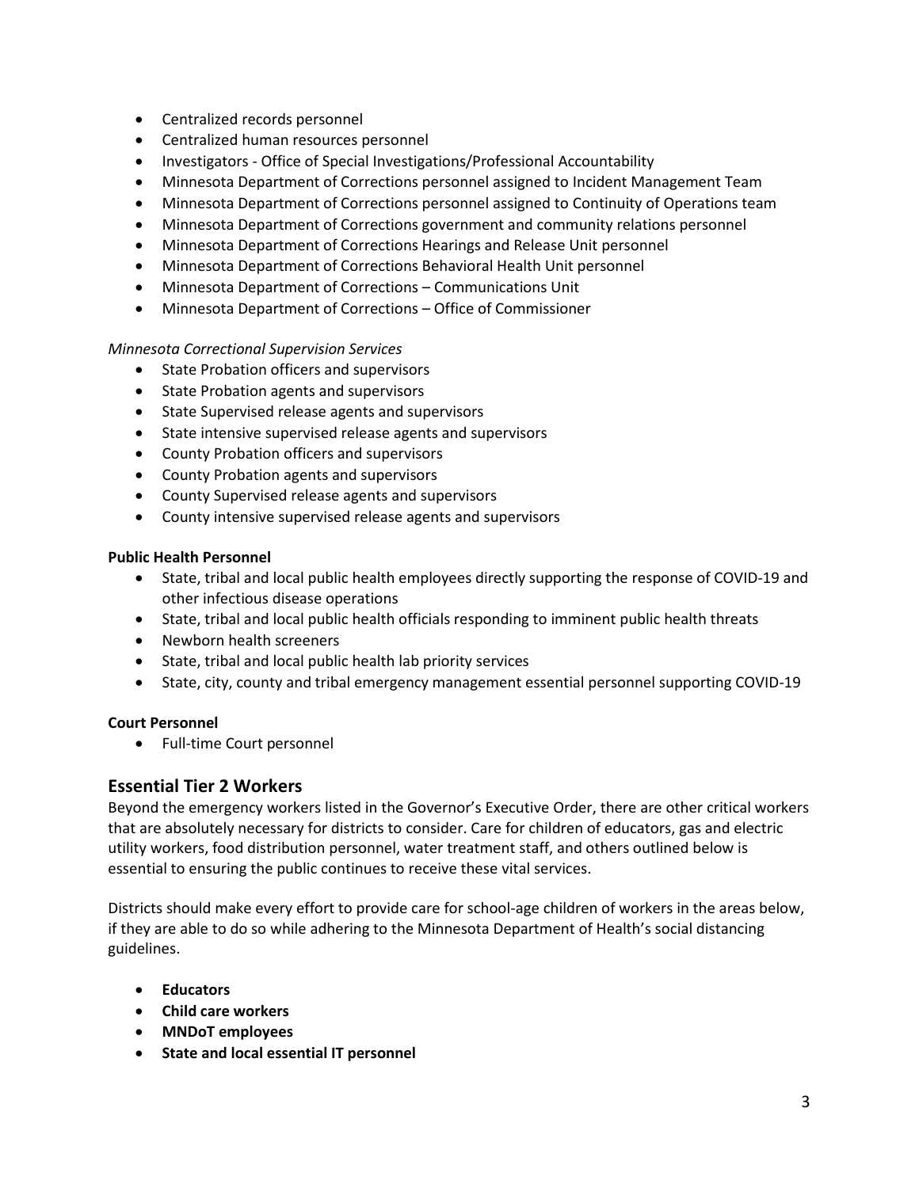- Centralized records personnel
- Centralized human resources personnel
- Investigators - Office of Special Investigations/Professional Accountability
- Minnesota Department of Corrections personnel assigned to Incident Management Team
- Minnesota Department of Corrections personnel assigned to Continuity of Operations team
- Minnesota Department of Corrections government and community relations personnel
- Minnesota Department of Corrections Hearings and Release Unit personnel
- Minnesota Department of Corrections Behavioral Health Unit personnel
- Minnesota Department of Corrections – Communications Unit
- Minnesota Department of Corrections – Office of Commissioner

*Minnesota Correctional Supervision Services*

- State Probation officers and supervisors
- State Probation agents and supervisors
- State Supervised release agents and supervisors
- State intensive supervised release agents and supervisors
- County Probation officers and supervisors
- County Probation agents and supervisors
- County Supervised release agents and supervisors
- County intensive supervised release agents and supervisors

**Public Health Personnel**

- State, tribal and local public health employees directly supporting the response of COVID-19 and other infectious disease operations
- State, tribal and local public health officials responding to imminent public health threats
- Newborn health screeners
- State, tribal and local public health lab priority services
- State, city, county and tribal emergency management essential personnel supporting COVID-19

**Court Personnel**

- Full-time Court personnel

## Essential Tier 2 Workers

Beyond the emergency workers listed in the Governor's Executive Order, there are other critical workers that are absolutely necessary for districts to consider. Care for children of educators, gas and electric utility workers, food distribution personnel, water treatment staff, and others outlined below is essential to ensuring the public continues to receive these vital services.

Districts should make every effort to provide care for school-age children of workers in the areas below, if they are able to do so while adhering to the Minnesota Department of Health's social distancing guidelines.

- **Educators**
- **Child care workers**
- **MNDoT employees**
- **State and local essential IT personnel**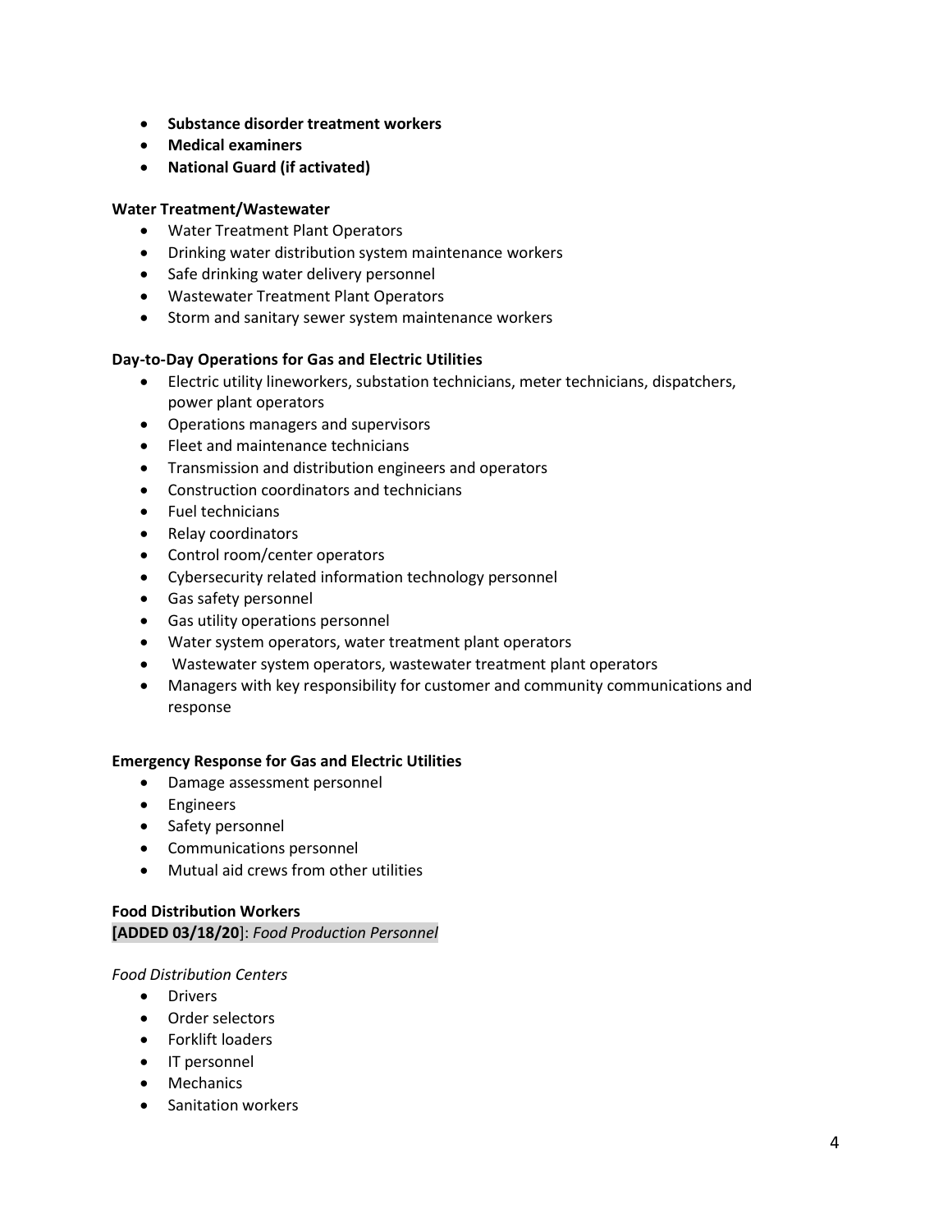- **Substance disorder treatment workers**
- **Medical examiners**
- **National Guard (if activated)**

**Water Treatment/Wastewater**

- Water Treatment Plant Operators
- Drinking water distribution system maintenance workers
- Safe drinking water delivery personnel
- Wastewater Treatment Plant Operators
- Storm and sanitary sewer system maintenance workers

**Day-to-Day Operations for Gas and Electric Utilities**

- Electric utility lineworkers, substation technicians, meter technicians, dispatchers, power plant operators
- Operations managers and supervisors
- Fleet and maintenance technicians
- Transmission and distribution engineers and operators
- Construction coordinators and technicians
- Fuel technicians
- Relay coordinators
- Control room/center operators
- Cybersecurity related information technology personnel
- Gas safety personnel
- Gas utility operations personnel
- Water system operators, water treatment plant operators
- Wastewater system operators, wastewater treatment plant operators
- Managers with key responsibility for customer and community communications and response

**Emergency Response for Gas and Electric Utilities**

- Damage assessment personnel
- Engineers
- Safety personnel
- Communications personnel
- Mutual aid crews from other utilities

**Food Distribution Workers**
**[ADDED 03/18/20**]: *Food Production Personnel*

*Food Distribution Centers*

- Drivers
- Order selectors
- Forklift loaders
- IT personnel
- Mechanics
- Sanitation workers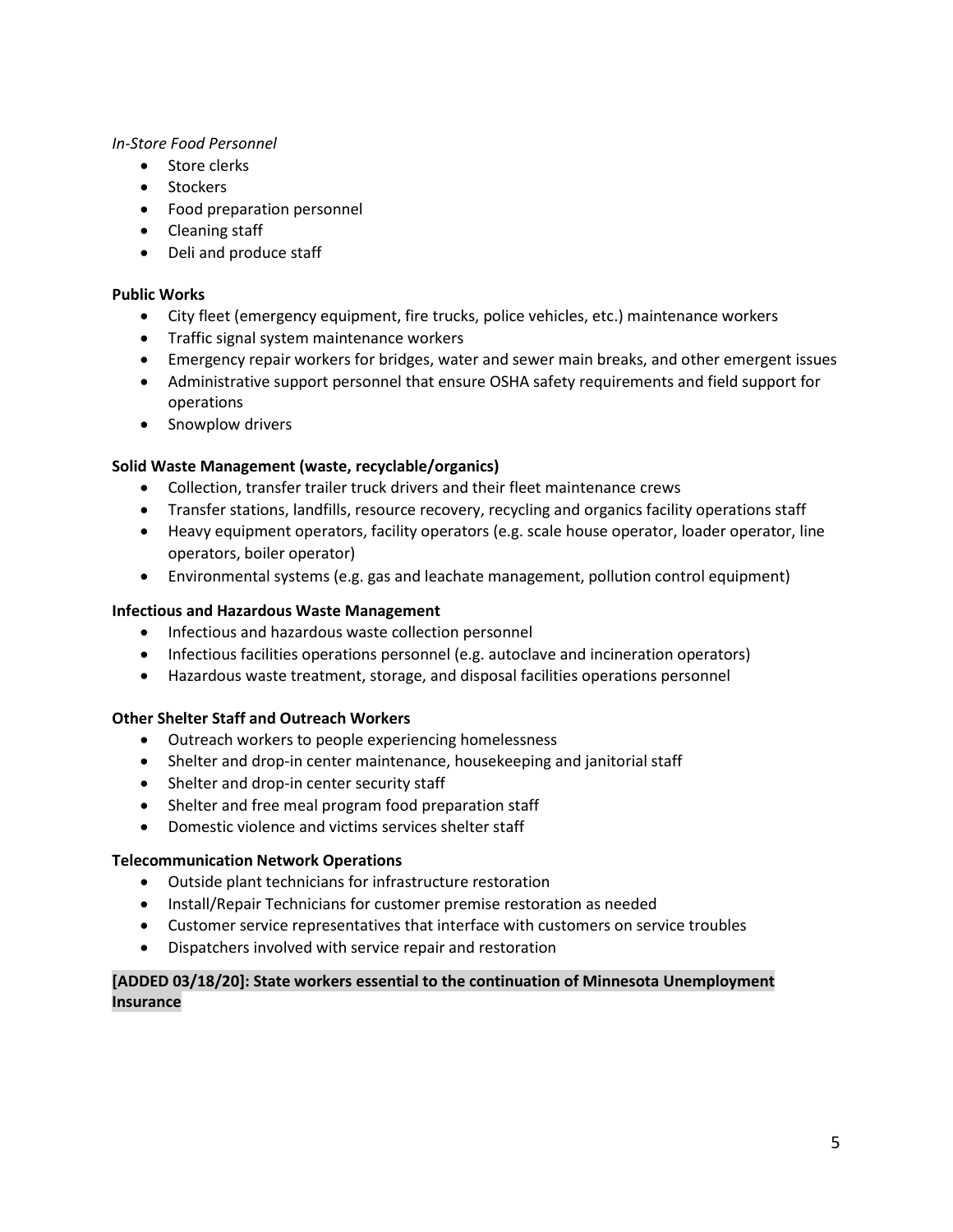*In-Store Food Personnel*

- Store clerks
- Stockers
- Food preparation personnel
- Cleaning staff
- Deli and produce staff

**Public Works**

- City fleet (emergency equipment, fire trucks, police vehicles, etc.) maintenance workers
- Traffic signal system maintenance workers
- Emergency repair workers for bridges, water and sewer main breaks, and other emergent issues
- Administrative support personnel that ensure OSHA safety requirements and field support for operations
- Snowplow drivers

**Solid Waste Management (waste, recyclable/organics)**

- Collection, transfer trailer truck drivers and their fleet maintenance crews
- Transfer stations, landfills, resource recovery, recycling and organics facility operations staff
- Heavy equipment operators, facility operators (e.g. scale house operator, loader operator, line operators, boiler operator)
- Environmental systems (e.g. gas and leachate management, pollution control equipment)

**Infectious and Hazardous Waste Management**

- Infectious and hazardous waste collection personnel
- Infectious facilities operations personnel (e.g. autoclave and incineration operators)
- Hazardous waste treatment, storage, and disposal facilities operations personnel

**Other Shelter Staff and Outreach Workers**

- Outreach workers to people experiencing homelessness
- Shelter and drop-in center maintenance, housekeeping and janitorial staff
- Shelter and drop-in center security staff
- Shelter and free meal program food preparation staff
- Domestic violence and victims services shelter staff

**Telecommunication Network Operations**

- Outside plant technicians for infrastructure restoration
- Install/Repair Technicians for customer premise restoration as needed
- Customer service representatives that interface with customers on service troubles
- Dispatchers involved with service repair and restoration

**[ADDED 03/18/20]: State workers essential to the continuation of Minnesota Unemployment Insurance**